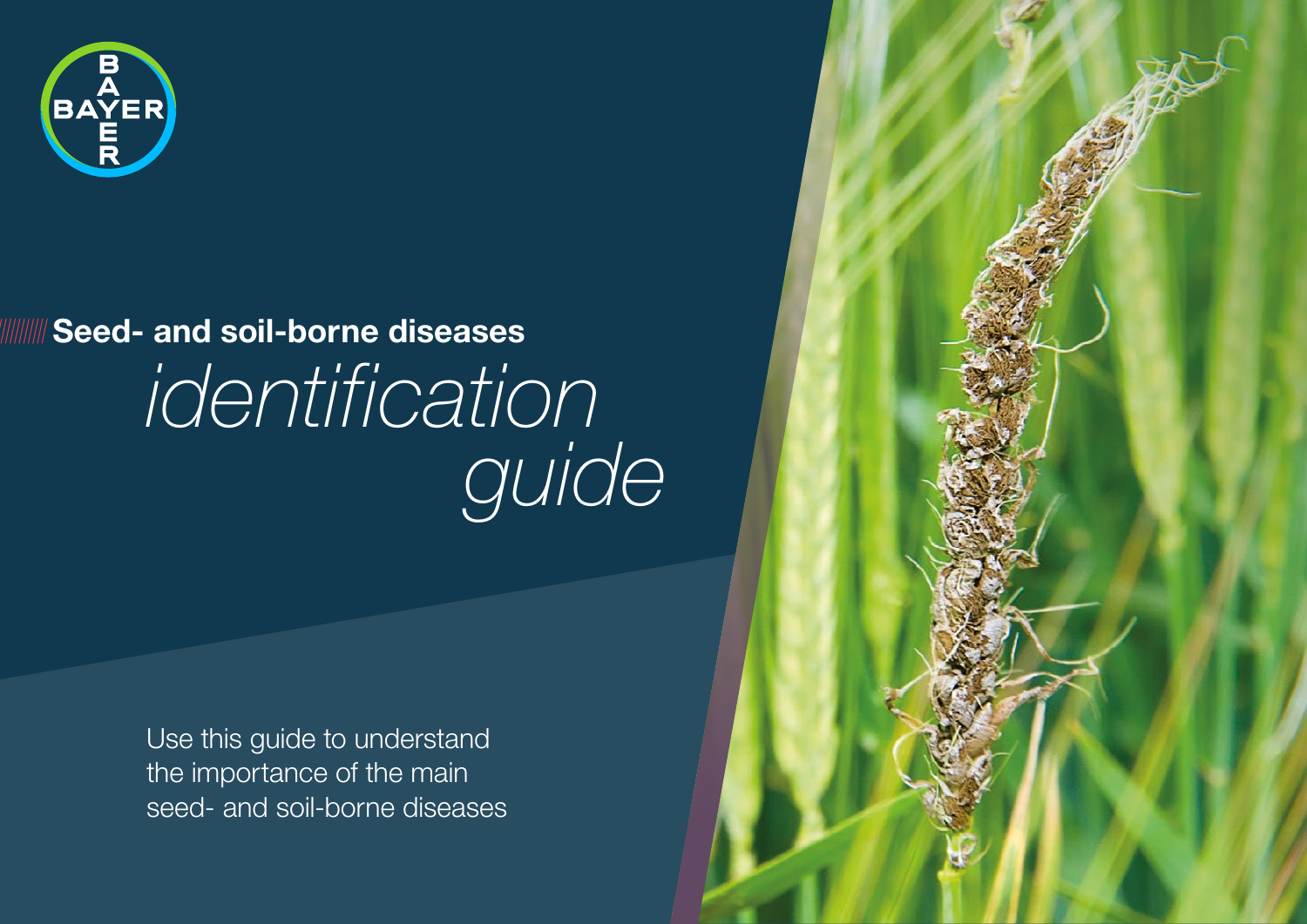# Seed- and soil-borne diseases *identification guide*

Use this guide to understand the importance of the main seed- and soil-borne diseases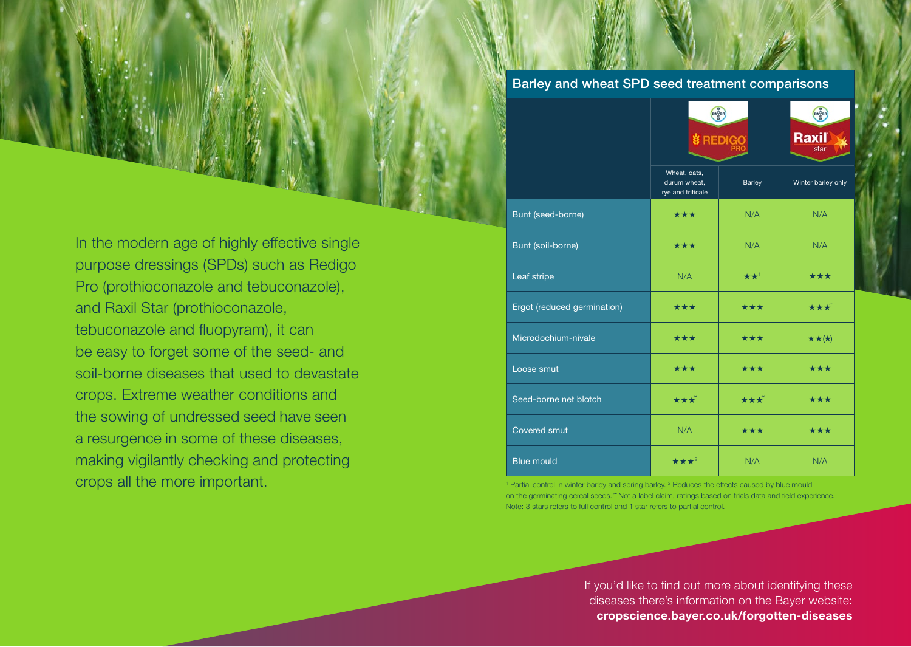In the modern age of highly effective single purpose dressings (SPDs) such as Redigo Pro (prothioconazole and tebuconazole), and Raxil Star (prothioconazole, tebuconazole and fluopyram), it can be easy to forget some of the seed- and soil-borne diseases that used to devastate crops. Extreme weather conditions and the sowing of undressed seed have seen a resurgence in some of these diseases, making vigilantly checking and protecting crops all the more important.

## Barley and wheat SPD seed treatment comparisons

| | Redigo Pro | | Raxil star |
|---|---|---|---|
| | Wheat, oats, durum wheat, rye and triticale | Barley | Winter barley only |
| Bunt (seed-borne) | ★★★ | N/A | N/A |
| Bunt (soil-borne) | ★★★ | N/A | N/A |
| Leaf stripe | N/A | ★★[1] | ★★★ |
| Ergot (reduced germination) | ★★★ | ★★★ | ★★★~ |
| Microdochium-nivale | ★★★ | ★★★ | ★★(★) |
| Loose smut | ★★★ | ★★★ | ★★★ |
| Seed-borne net blotch | ★★★~ | ★★★~ | ★★★ |
| Covered smut | N/A | ★★★ | ★★★ |
| Blue mould | ★★★[2] | N/A | N/A |

[1] Partial control in winter barley and spring barley. [2] Reduces the effects caused by blue mould on the germinating cereal seeds. ~ Not a label claim, ratings based on trials data and field experience. Note: 3 stars refers to full control and 1 star refers to partial control.

If you'd like to find out more about identifying these diseases there's information on the Bayer website: **cropscience.bayer.co.uk/forgotten-diseases**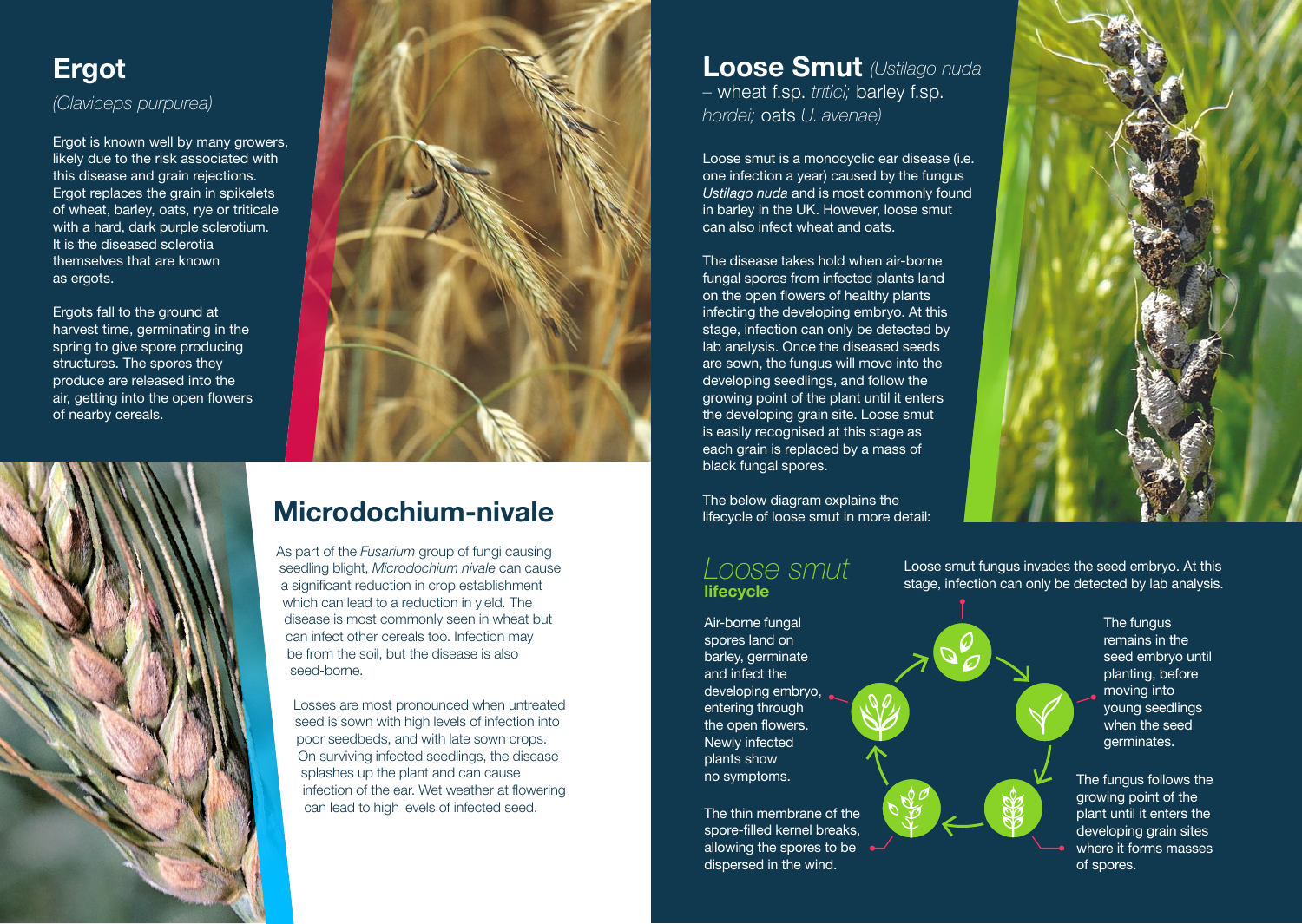## Ergot

*(Claviceps purpurea)*

Ergot is known well by many growers, likely due to the risk associated with this disease and grain rejections. Ergot replaces the grain in spikelets of wheat, barley, oats, rye or triticale with a hard, dark purple sclerotium. It is the diseased sclerotia themselves that are known as ergots.

Ergots fall to the ground at harvest time, germinating in the spring to give spore producing structures. The spores they produce are released into the air, getting into the open flowers of nearby cereals.

## Microdochium-nivale

As part of the *Fusarium* group of fungi causing seedling blight, *Microdochium nivale* can cause a significant reduction in crop establishment which can lead to a reduction in yield. The disease is most commonly seen in wheat but can infect other cereals too. Infection may be from the soil, but the disease is also seed-borne.

Losses are most pronounced when untreated seed is sown with high levels of infection into poor seedbeds, and with late sown crops. On surviving infected seedlings, the disease splashes up the plant and can cause infection of the ear. Wet weather at flowering can lead to high levels of infected seed.

## Loose Smut *(Ustilago nuda* – wheat f.sp. *tritici;* barley f.sp. *hordei;* oats *U. avenae)*

Loose smut is a monocyclic ear disease (i.e. one infection a year) caused by the fungus *Ustilago nuda* and is most commonly found in barley in the UK. However, loose smut can also infect wheat and oats.

The disease takes hold when air-borne fungal spores from infected plants land on the open flowers of healthy plants infecting the developing embryo. At this stage, infection can only be detected by lab analysis. Once the diseased seeds are sown, the fungus will move into the developing seedlings, and follow the growing point of the plant until it enters the developing grain site. Loose smut is easily recognised at this stage as each grain is replaced by a mass of black fungal spores.

The below diagram explains the lifecycle of loose smut in more detail:

### *Loose smut* **lifecycle**

- Loose smut fungus invades the seed embryo. At this stage, infection can only be detected by lab analysis.
- The fungus remains in the seed embryo until planting, before moving into young seedlings when the seed germinates.
- The fungus follows the growing point of the plant until it enters the developing grain sites where it forms masses of spores.
- The thin membrane of the spore-filled kernel breaks, allowing the spores to be dispersed in the wind.
- Air-borne fungal spores land on barley, germinate and infect the developing embryo, entering through the open flowers. Newly infected plants show no symptoms.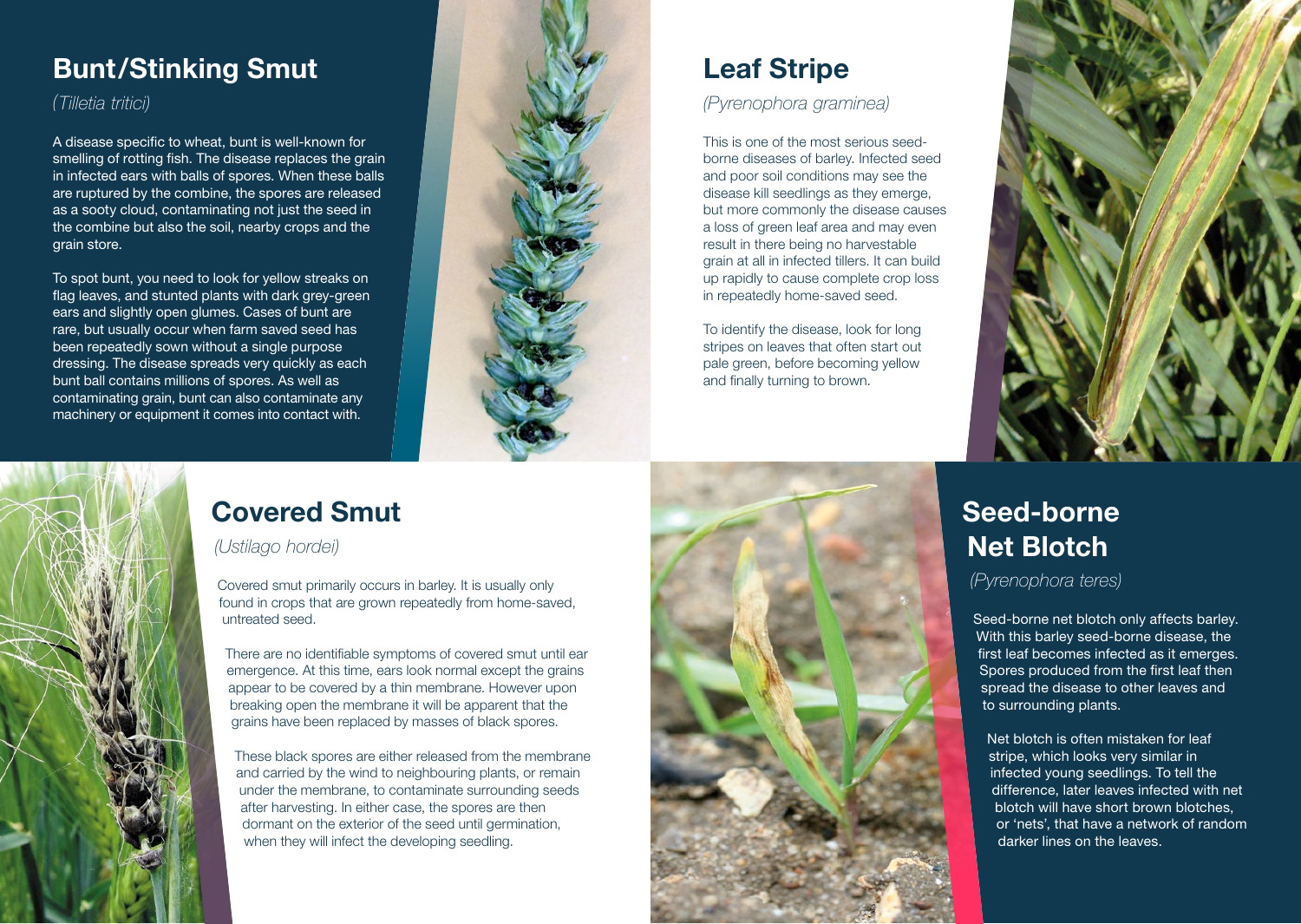## Bunt/Stinking Smut

*(Tilletia tritici)*

A disease specific to wheat, bunt is well-known for smelling of rotting fish. The disease replaces the grain in infected ears with balls of spores. When these balls are ruptured by the combine, the spores are released as a sooty cloud, contaminating not just the seed in the combine but also the soil, nearby crops and the grain store.

To spot bunt, you need to look for yellow streaks on flag leaves, and stunted plants with dark grey-green ears and slightly open glumes. Cases of bunt are rare, but usually occur when farm saved seed has been repeatedly sown without a single purpose dressing. The disease spreads very quickly as each bunt ball contains millions of spores. As well as contaminating grain, bunt can also contaminate any machinery or equipment it comes into contact with.

## Leaf Stripe

*(Pyrenophora graminea)*

This is one of the most serious seed-borne diseases of barley. Infected seed and poor soil conditions may see the disease kill seedlings as they emerge, but more commonly the disease causes a loss of green leaf area and may even result in there being no harvestable grain at all in infected tillers. It can build up rapidly to cause complete crop loss in repeatedly home-saved seed.

To identify the disease, look for long stripes on leaves that often start out pale green, before becoming yellow and finally turning to brown.

## Covered Smut

*(Ustilago hordei)*

Covered smut primarily occurs in barley. It is usually only found in crops that are grown repeatedly from home-saved, untreated seed.

There are no identifiable symptoms of covered smut until ear emergence. At this time, ears look normal except the grains appear to be covered by a thin membrane. However upon breaking open the membrane it will be apparent that the grains have been replaced by masses of black spores.

These black spores are either released from the membrane and carried by the wind to neighbouring plants, or remain under the membrane, to contaminate surrounding seeds after harvesting. In either case, the spores are then dormant on the exterior of the seed until germination, when they will infect the developing seedling.

## Seed-borne Net Blotch

*(Pyrenophora teres)*

Seed-borne net blotch only affects barley. With this barley seed-borne disease, the first leaf becomes infected as it emerges. Spores produced from the first leaf then spread the disease to other leaves and to surrounding plants.

Net blotch is often mistaken for leaf stripe, which looks very similar in infected young seedlings. To tell the difference, later leaves infected with net blotch will have short brown blotches, or 'nets', that have a network of random darker lines on the leaves.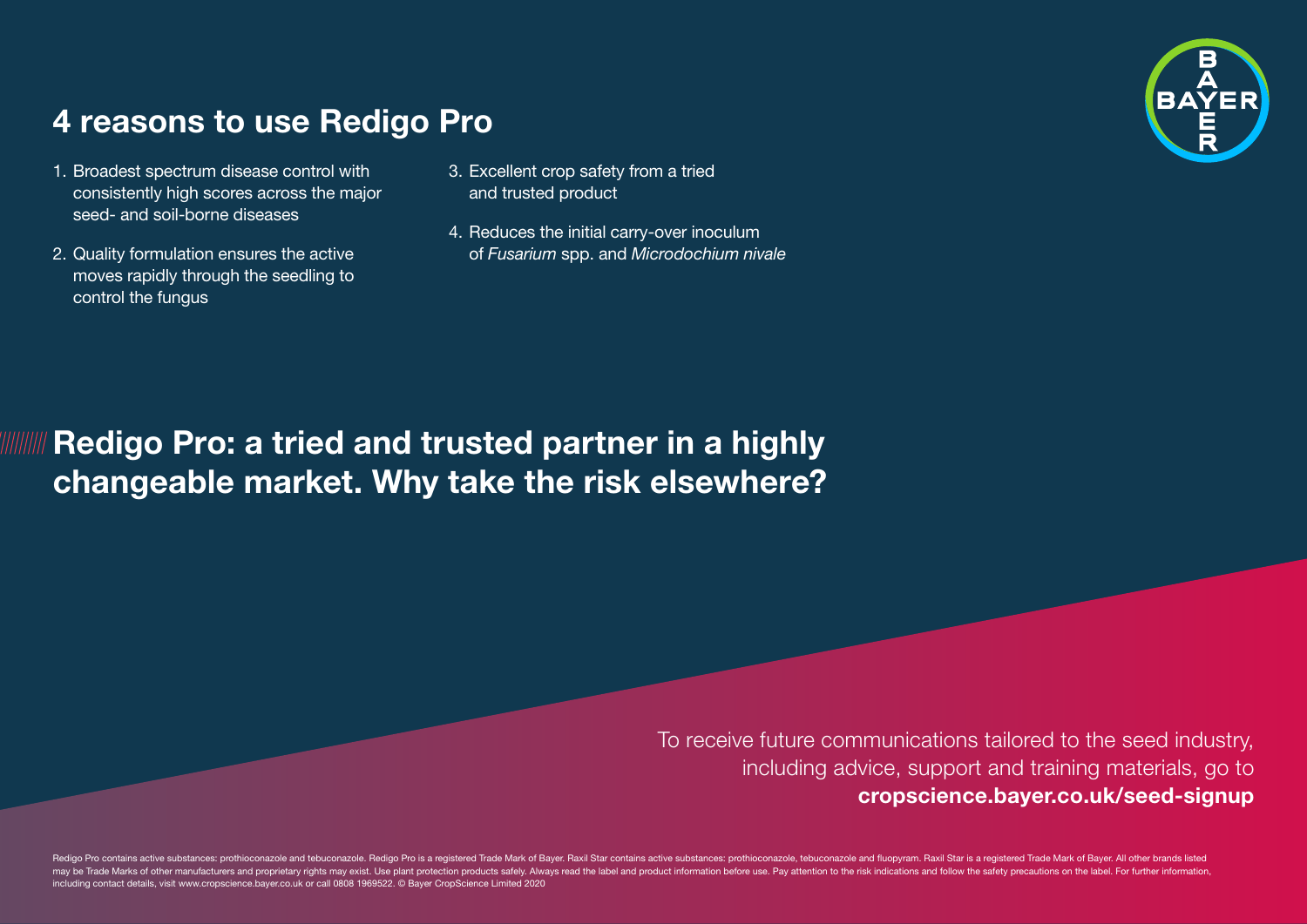## 4 reasons to use Redigo Pro

1. Broadest spectrum disease control with consistently high scores across the major seed- and soil-borne diseases
2. Quality formulation ensures the active moves rapidly through the seedling to control the fungus
3. Excellent crop safety from a tried and trusted product
4. Reduces the initial carry-over inoculum of *Fusarium* spp. and *Microdochium nivale*

## Redigo Pro: a tried and trusted partner in a highly changeable market. Why take the risk elsewhere?

To receive future communications tailored to the seed industry, including advice, support and training materials, go to **cropscience.bayer.co.uk/seed-signup**

Redigo Pro contains active substances: prothioconazole and tebuconazole. Redigo Pro is a registered Trade Mark of Bayer. Raxil Star contains active substances: prothioconazole, tebuconazole and fluopyram. Raxil Star is a registered Trade Mark of Bayer. All other brands listed may be Trade Marks of other manufacturers and proprietary rights may exist. Use plant protection products safely. Always read the label and product information before use. Pay attention to the risk indications and follow the safety precautions on the label. For further information, including contact details, visit www.cropscience.bayer.co.uk or call 0808 1969522. © Bayer CropScience Limited 2020